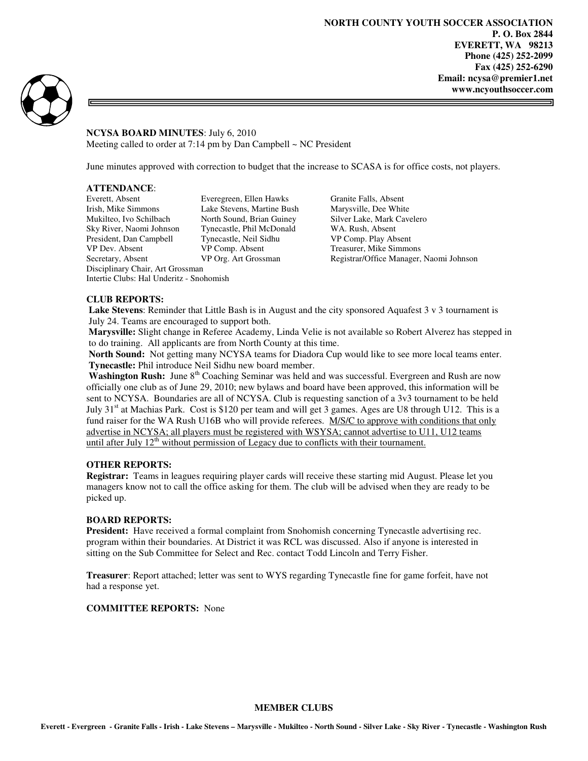**NORTH COUNTY YOUTH SOCCER ASSOCIATION**
**P. O. Box 2844**
**EVERETT, WA 98213**
**Phone (425) 252-2099**
**Fax (425) 252-6290**
**Email: ncysa@premier1.net**
**www.ncyouthsoccer.com**

**NCYSA BOARD MINUTES**: July 6, 2010
Meeting called to order at 7:14 pm by Dan Campbell ~ NC President

June minutes approved with correction to budget that the increase to SCASA is for office costs, not players.

**ATTENDANCE**:

| | | |
|---|---|---|
| Everett, Absent | Everegreen, Ellen Hawks | Granite Falls, Absent |
| Irish, Mike Simmons | Lake Stevens, Martine Bush | Marysville, Dee White |
| Mukilteo, Ivo Schilbach | North Sound, Brian Guiney | Silver Lake, Mark Cavelero |
| Sky River, Naomi Johnson | Tynecastle, Phil McDonald | WA. Rush, Absent |
| President, Dan Campbell | Tynecastle, Neil Sidhu | VP Comp. Play Absent |
| VP Dev. Absent | VP Comp. Absent | Treasurer, Mike Simmons |
| Secretary, Absent | VP Org. Art Grossman | Registrar/Office Manager, Naomi Johnson |

Disciplinary Chair, Art Grossman
Intertie Clubs: Hal Underitz - Snohomish

**CLUB REPORTS:**

**Lake Stevens**: Reminder that Little Bash is in August and the city sponsored Aquafest 3 v 3 tournament is July 24. Teams are encouraged to support both.

**Marysville:** Slight change in Referee Academy, Linda Velie is not available so Robert Alverez has stepped in to do training. All applicants are from North County at this time.

**North Sound:** Not getting many NCYSA teams for Diadora Cup would like to see more local teams enter.

**Tynecastle:** Phil introduce Neil Sidhu new board member.

**Washington Rush:** June 8th Coaching Seminar was held and was successful. Evergreen and Rush are now officially one club as of June 29, 2010; new bylaws and board have been approved, this information will be sent to NCYSA. Boundaries are all of NCYSA. Club is requesting sanction of a 3v3 tournament to be held July 31st at Machias Park. Cost is $120 per team and will get 3 games. Ages are U8 through U12. This is a fund raiser for the WA Rush U16B who will provide referees. <u>M/S/C to approve with conditions that only advertise in NCYSA; all players must be registered with WSYSA; cannot advertise to U11, U12 teams until after July 12th without permission of Legacy due to conflicts with their tournament.</u>

**OTHER REPORTS:**

**Registrar:** Teams in leagues requiring player cards will receive these starting mid August. Please let you managers know not to call the office asking for them. The club will be advised when they are ready to be picked up.

**BOARD REPORTS:**

**President:** Have received a formal complaint from Snohomish concerning Tynecastle advertising rec. program within their boundaries. At District it was RCL was discussed. Also if anyone is interested in sitting on the Sub Committee for Select and Rec. contact Todd Lincoln and Terry Fisher.

**Treasurer**: Report attached; letter was sent to WYS regarding Tynecastle fine for game forfeit, have not had a response yet.

**COMMITTEE REPORTS:** None

**MEMBER CLUBS**

**Everett - Evergreen - Granite Falls - Irish - Lake Stevens – Marysville - Mukilteo - North Sound - Silver Lake - Sky River - Tynecastle - Washington Rush**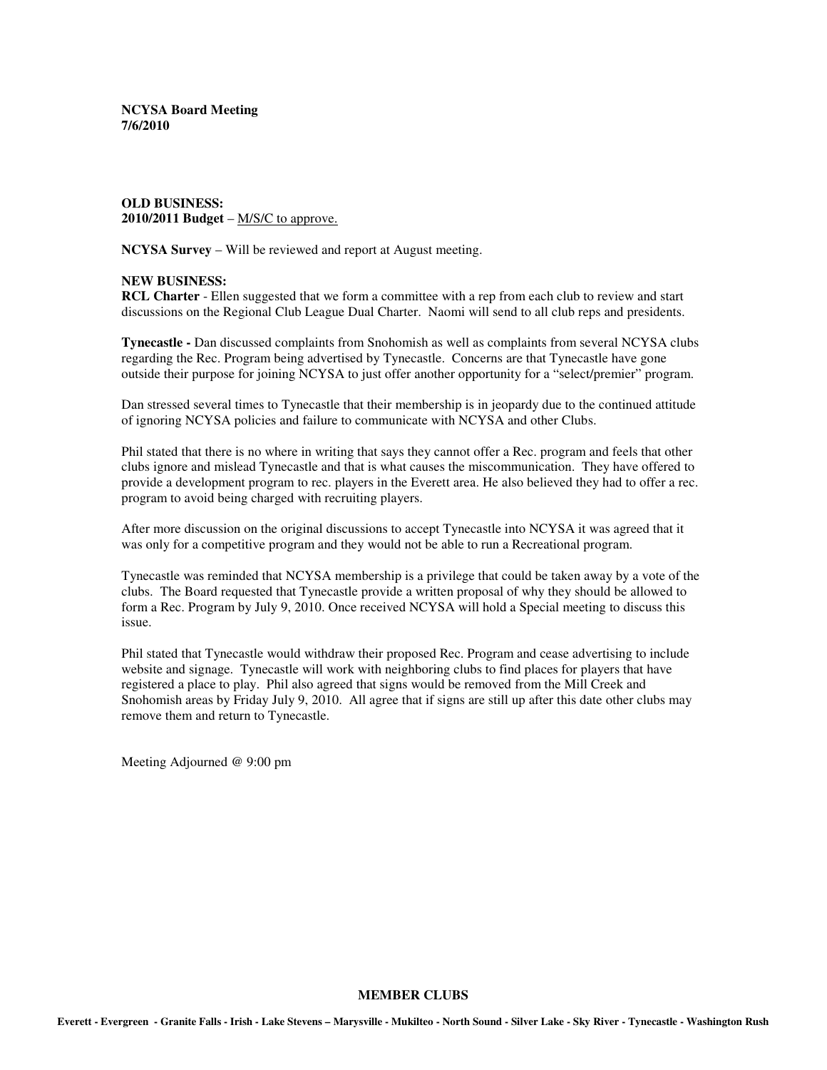**NCYSA Board Meeting**
**7/6/2010**

**OLD BUSINESS:**
**2010/2011 Budget** – M/S/C to approve.

**NCYSA Survey** – Will be reviewed and report at August meeting.

**NEW BUSINESS:**
**RCL Charter** - Ellen suggested that we form a committee with a rep from each club to review and start discussions on the Regional Club League Dual Charter. Naomi will send to all club reps and presidents.

**Tynecastle -** Dan discussed complaints from Snohomish as well as complaints from several NCYSA clubs regarding the Rec. Program being advertised by Tynecastle. Concerns are that Tynecastle have gone outside their purpose for joining NCYSA to just offer another opportunity for a "select/premier" program.

Dan stressed several times to Tynecastle that their membership is in jeopardy due to the continued attitude of ignoring NCYSA policies and failure to communicate with NCYSA and other Clubs.

Phil stated that there is no where in writing that says they cannot offer a Rec. program and feels that other clubs ignore and mislead Tynecastle and that is what causes the miscommunication. They have offered to provide a development program to rec. players in the Everett area. He also believed they had to offer a rec. program to avoid being charged with recruiting players.

After more discussion on the original discussions to accept Tynecastle into NCYSA it was agreed that it was only for a competitive program and they would not be able to run a Recreational program.

Tynecastle was reminded that NCYSA membership is a privilege that could be taken away by a vote of the clubs. The Board requested that Tynecastle provide a written proposal of why they should be allowed to form a Rec. Program by July 9, 2010. Once received NCYSA will hold a Special meeting to discuss this issue.

Phil stated that Tynecastle would withdraw their proposed Rec. Program and cease advertising to include website and signage. Tynecastle will work with neighboring clubs to find places for players that have registered a place to play. Phil also agreed that signs would be removed from the Mill Creek and Snohomish areas by Friday July 9, 2010. All agree that if signs are still up after this date other clubs may remove them and return to Tynecastle.

Meeting Adjourned @ 9:00 pm

**MEMBER CLUBS**

**Everett - Evergreen - Granite Falls - Irish - Lake Stevens – Marysville - Mukilteo - North Sound - Silver Lake - Sky River - Tynecastle - Washington Rush**